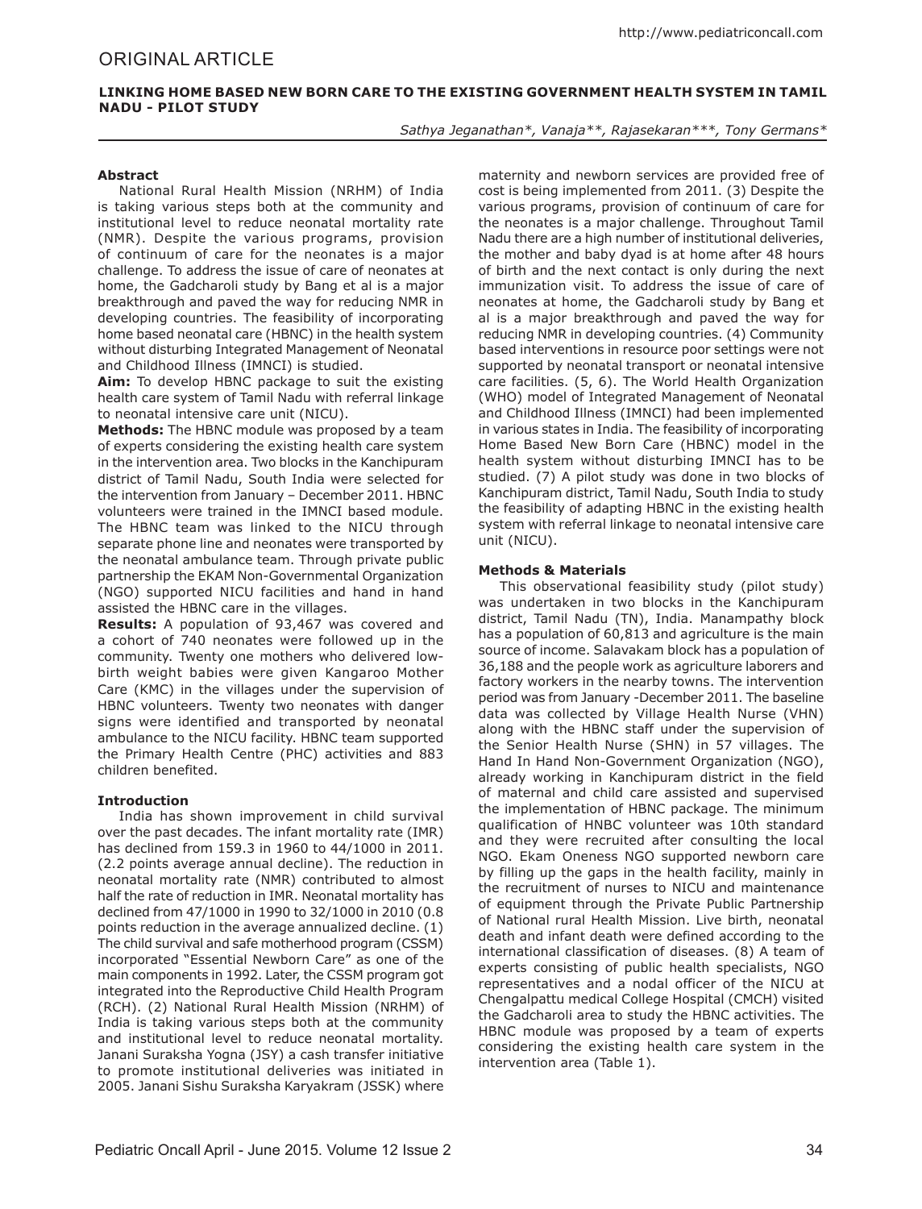ORIGINAL ARTICLE

# LINKING HOME BASED NEW BORN CARE TO THE EXISTING GOVERNMENT HEALTH SYSTEM IN TAMIL NADU - PILOT STUDY

*Sathya Jeganathan\*, Vanaja\*\*, Rajasekaran\*\*\*, Tony Germans\**

### Abstract

National Rural Health Mission (NRHM) of India is taking various steps both at the community and institutional level to reduce neonatal mortality rate (NMR). Despite the various programs, provision of continuum of care for the neonates is a major challenge. To address the issue of care of neonates at home, the Gadcharoli study by Bang et al is a major breakthrough and paved the way for reducing NMR in developing countries. The feasibility of incorporating home based neonatal care (HBNC) in the health system without disturbing Integrated Management of Neonatal and Childhood Illness (IMNCI) is studied.

**Aim:** To develop HBNC package to suit the existing health care system of Tamil Nadu with referral linkage to neonatal intensive care unit (NICU).

**Methods:** The HBNC module was proposed by a team of experts considering the existing health care system in the intervention area. Two blocks in the Kanchipuram district of Tamil Nadu, South India were selected for the intervention from January – December 2011. HBNC volunteers were trained in the IMNCI based module. The HBNC team was linked to the NICU through separate phone line and neonates were transported by the neonatal ambulance team. Through private public partnership the EKAM Non-Governmental Organization (NGO) supported NICU facilities and hand in hand assisted the HBNC care in the villages.

**Results:** A population of 93,467 was covered and a cohort of 740 neonates were followed up in the community. Twenty one mothers who delivered low-birth weight babies were given Kangaroo Mother Care (KMC) in the villages under the supervision of HBNC volunteers. Twenty two neonates with danger signs were identified and transported by neonatal ambulance to the NICU facility. HBNC team supported the Primary Health Centre (PHC) activities and 883 children benefited.

### Introduction

India has shown improvement in child survival over the past decades. The infant mortality rate (IMR) has declined from 159.3 in 1960 to 44/1000 in 2011. (2.2 points average annual decline). The reduction in neonatal mortality rate (NMR) contributed to almost half the rate of reduction in IMR. Neonatal mortality has declined from 47/1000 in 1990 to 32/1000 in 2010 (0.8 points reduction in the average annualized decline. (1) The child survival and safe motherhood program (CSSM) incorporated "Essential Newborn Care" as one of the main components in 1992. Later, the CSSM program got integrated into the Reproductive Child Health Program (RCH). (2) National Rural Health Mission (NRHM) of India is taking various steps both at the community and institutional level to reduce neonatal mortality. Janani Suraksha Yogna (JSY) a cash transfer initiative to promote institutional deliveries was initiated in 2005. Janani Sishu Suraksha Karyakram (JSSK) where maternity and newborn services are provided free of cost is being implemented from 2011. (3) Despite the various programs, provision of continuum of care for the neonates is a major challenge. Throughout Tamil Nadu there are a high number of institutional deliveries, the mother and baby dyad is at home after 48 hours of birth and the next contact is only during the next immunization visit. To address the issue of care of neonates at home, the Gadcharoli study by Bang et al is a major breakthrough and paved the way for reducing NMR in developing countries. (4) Community based interventions in resource poor settings were not supported by neonatal transport or neonatal intensive care facilities. (5, 6). The World Health Organization (WHO) model of Integrated Management of Neonatal and Childhood Illness (IMNCI) had been implemented in various states in India. The feasibility of incorporating Home Based New Born Care (HBNC) model in the health system without disturbing IMNCI has to be studied. (7) A pilot study was done in two blocks of Kanchipuram district, Tamil Nadu, South India to study the feasibility of adapting HBNC in the existing health system with referral linkage to neonatal intensive care unit (NICU).

### Methods & Materials

This observational feasibility study (pilot study) was undertaken in two blocks in the Kanchipuram district, Tamil Nadu (TN), India. Manampathy block has a population of 60,813 and agriculture is the main source of income. Salavakam block has a population of 36,188 and the people work as agriculture laborers and factory workers in the nearby towns. The intervention period was from January -December 2011. The baseline data was collected by Village Health Nurse (VHN) along with the HBNC staff under the supervision of the Senior Health Nurse (SHN) in 57 villages. The Hand In Hand Non-Government Organization (NGO), already working in Kanchipuram district in the field of maternal and child care assisted and supervised the implementation of HBNC package. The minimum qualification of HNBC volunteer was 10th standard and they were recruited after consulting the local NGO. Ekam Oneness NGO supported newborn care by filling up the gaps in the health facility, mainly in the recruitment of nurses to NICU and maintenance of equipment through the Private Public Partnership of National rural Health Mission. Live birth, neonatal death and infant death were defined according to the international classification of diseases. (8) A team of experts consisting of public health specialists, NGO representatives and a nodal officer of the NICU at Chengalpattu medical College Hospital (CMCH) visited the Gadcharoli area to study the HBNC activities. The HBNC module was proposed by a team of experts considering the existing health care system in the intervention area (Table 1).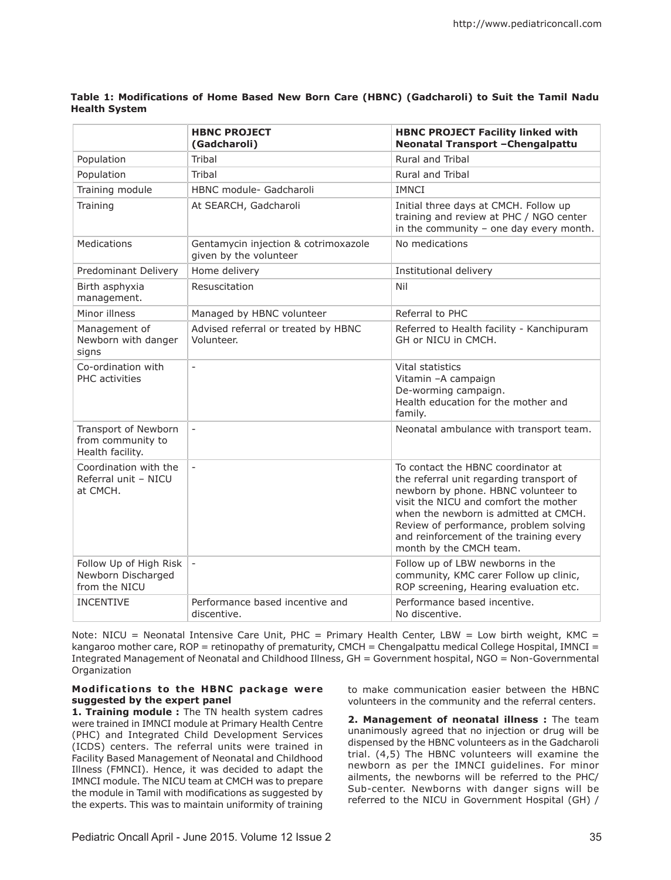**Table 1: Modifications of Home Based New Born Care (HBNC) (Gadcharoli) to Suit the Tamil Nadu Health System**

| | HBNC PROJECT (Gadcharoli) | HBNC PROJECT Facility linked with Neonatal Transport –Chengalpattu |
|---|---|---|
| Population | Tribal | Rural and Tribal |
| Population | Tribal | Rural and Tribal |
| Training module | HBNC module- Gadcharoli | IMNCI |
| Training | At SEARCH, Gadcharoli | Initial three days at CMCH. Follow up training and review at PHC / NGO center in the community – one day every month. |
| Medications | Gentamycin injection & cotrimoxazole given by the volunteer | No medications |
| Predominant Delivery | Home delivery | Institutional delivery |
| Birth asphyxia management. | Resuscitation | Nil |
| Minor illness | Managed by HBNC volunteer | Referral to PHC |
| Management of Newborn with danger signs | Advised referral or treated by HBNC Volunteer. | Referred to Health facility - Kanchipuram GH or NICU in CMCH. |
| Co-ordination with PHC activities | - | Vital statistics<br>Vitamin –A campaign<br>De-worming campaign.<br>Health education for the mother and family. |
| Transport of Newborn from community to Health facility. | - | Neonatal ambulance with transport team. |
| Coordination with the Referral unit – NICU at CMCH. | - | To contact the HBNC coordinator at the referral unit regarding transport of newborn by phone. HBNC volunteer to visit the NICU and comfort the mother when the newborn is admitted at CMCH. Review of performance, problem solving and reinforcement of the training every month by the CMCH team. |
| Follow Up of High Risk Newborn Discharged from the NICU | - | Follow up of LBW newborns in the community, KMC carer Follow up clinic, ROP screening, Hearing evaluation etc. |
| INCENTIVE | Performance based incentive and discentive. | Performance based incentive.<br>No discentive. |

Note: NICU = Neonatal Intensive Care Unit, PHC = Primary Health Center, LBW = Low birth weight, KMC = kangaroo mother care, ROP = retinopathy of prematurity, CMCH = Chengalpattu medical College Hospital, IMNCI = Integrated Management of Neonatal and Childhood Illness, GH = Government hospital, NGO = Non-Governmental Organization

**Modifications to the HBNC package were suggested by the expert panel**

**1. Training module :** The TN health system cadres were trained in IMNCI module at Primary Health Centre (PHC) and Integrated Child Development Services (ICDS) centers. The referral units were trained in Facility Based Management of Neonatal and Childhood Illness (FMNCI). Hence, it was decided to adapt the IMNCI module. The NICU team at CMCH was to prepare the module in Tamil with modifications as suggested by the experts. This was to maintain uniformity of training to make communication easier between the HBNC volunteers in the community and the referral centers.

**2. Management of neonatal illness :** The team unanimously agreed that no injection or drug will be dispensed by the HBNC volunteers as in the Gadcharoli trial. (4,5) The HBNC volunteers will examine the newborn as per the IMNCI guidelines. For minor ailments, the newborns will be referred to the PHC/ Sub-center. Newborns with danger signs will be referred to the NICU in Government Hospital (GH) /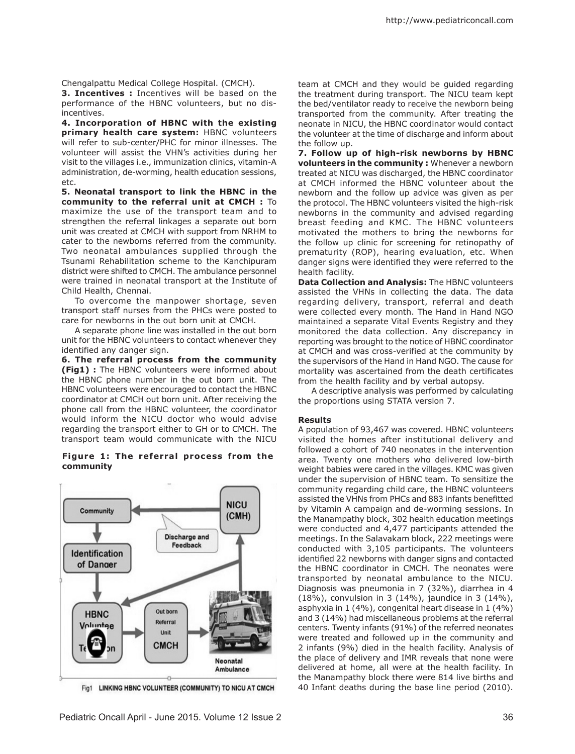Chengalpattu Medical College Hospital. (CMCH).

**3. Incentives :** Incentives will be based on the performance of the HBNC volunteers, but no dis-incentives.

**4. Incorporation of HBNC with the existing primary health care system:** HBNC volunteers will refer to sub-center/PHC for minor illnesses. The volunteer will assist the VHN's activities during her visit to the villages i.e., immunization clinics, vitamin-A administration, de-worming, health education sessions, etc.

**5. Neonatal transport to link the HBNC in the community to the referral unit at CMCH :** To maximize the use of the transport team and to strengthen the referral linkages a separate out born unit was created at CMCH with support from NRHM to cater to the newborns referred from the community. Two neonatal ambulances supplied through the Tsunami Rehabilitation scheme to the Kanchipuram district were shifted to CMCH. The ambulance personnel were trained in neonatal transport at the Institute of Child Health, Chennai.

To overcome the manpower shortage, seven transport staff nurses from the PHCs were posted to care for newborns in the out born unit at CMCH.

A separate phone line was installed in the out born unit for the HBNC volunteers to contact whenever they identified any danger sign.

**6. The referral process from the community (Fig1) :** The HBNC volunteers were informed about the HBNC phone number in the out born unit. The HBNC volunteers were encouraged to contact the HBNC coordinator at CMCH out born unit. After receiving the phone call from the HBNC volunteer, the coordinator would inform the NICU doctor who would advise regarding the transport either to GH or to CMCH. The transport team would communicate with the NICU team at CMCH and they would be guided regarding the treatment during transport. The NICU team kept the bed/ventilator ready to receive the newborn being transported from the community. After treating the neonate in NICU, the HBNC coordinator would contact the volunteer at the time of discharge and inform about the follow up.

**Figure 1: The referral process from the community**

Fig1 LINKING HBNC VOLUNTEER (COMMUNITY) TO NICU AT CMCH

**7. Follow up of high-risk newborns by HBNC volunteers in the community :** Whenever a newborn treated at NICU was discharged, the HBNC coordinator at CMCH informed the HBNC volunteer about the newborn and the follow up advice was given as per the protocol. The HBNC volunteers visited the high-risk newborns in the community and advised regarding breast feeding and KMC. The HBNC volunteers motivated the mothers to bring the newborns for the follow up clinic for screening for retinopathy of prematurity (ROP), hearing evaluation, etc. When danger signs were identified they were referred to the health facility.

**Data Collection and Analysis:** The HBNC volunteers assisted the VHNs in collecting the data. The data regarding delivery, transport, referral and death were collected every month. The Hand in Hand NGO maintained a separate Vital Events Registry and they monitored the data collection. Any discrepancy in reporting was brought to the notice of HBNC coordinator at CMCH and was cross-verified at the community by the supervisors of the Hand in Hand NGO. The cause for mortality was ascertained from the death certificates from the health facility and by verbal autopsy.

A descriptive analysis was performed by calculating the proportions using STATA version 7.

**Results**

A population of 93,467 was covered. HBNC volunteers visited the homes after institutional delivery and followed a cohort of 740 neonates in the intervention area. Twenty one mothers who delivered low-birth weight babies were cared in the villages. KMC was given under the supervision of HBNC team. To sensitize the community regarding child care, the HBNC volunteers assisted the VHNs from PHCs and 883 infants benefitted by Vitamin A campaign and de-worming sessions. In the Manampathy block, 302 health education meetings were conducted and 4,477 participants attended the meetings. In the Salavakam block, 222 meetings were conducted with 3,105 participants. The volunteers identified 22 newborns with danger signs and contacted the HBNC coordinator in CMCH. The neonates were transported by neonatal ambulance to the NICU. Diagnosis was pneumonia in 7 (32%), diarrhea in 4 (18%), convulsion in 3 (14%), jaundice in 3 (14%), asphyxia in 1 (4%), congenital heart disease in 1 (4%) and 3 (14%) had miscellaneous problems at the referral centers. Twenty infants (91%) of the referred neonates were treated and followed up in the community and 2 infants (9%) died in the health facility. Analysis of the place of delivery and IMR reveals that none were delivered at home, all were at the health facility. In the Manampathy block there were 814 live births and 40 Infant deaths during the base line period (2010).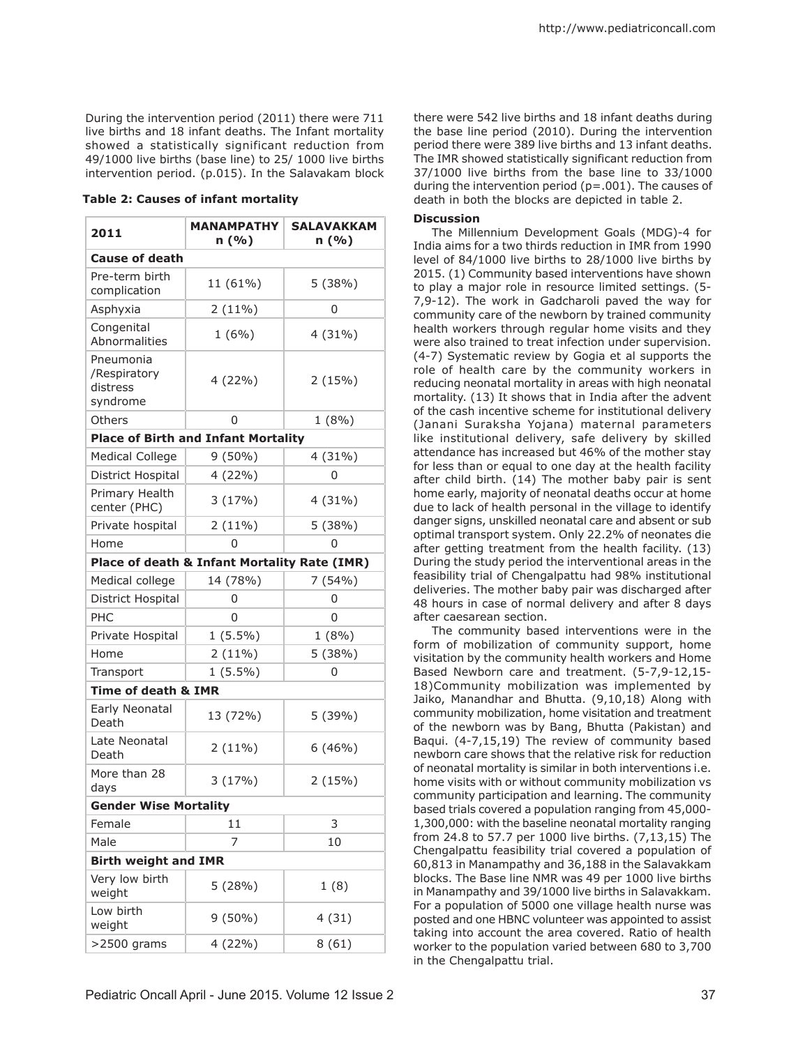During the intervention period (2011) there were 711 live births and 18 infant deaths. The Infant mortality showed a statistically significant reduction from 49/1000 live births (base line) to 25/ 1000 live births intervention period. (p.015). In the Salavakam block there were 542 live births and 18 infant deaths during the base line period (2010). During the intervention period there were 389 live births and 13 infant deaths. The IMR showed statistically significant reduction from 37/1000 live births from the base line to 33/1000 during the intervention period (p=.001). The causes of death in both the blocks are depicted in table 2.

**Table 2: Causes of infant mortality**

| 2011 | MANAMPATHY n (%) | SALAVAKKAM n (%) |
|---|---|---|
| **Cause of death** | | |
| Pre-term birth complication | 11 (61%) | 5 (38%) |
| Asphyxia | 2 (11%) | 0 |
| Congenital Abnormalities | 1 (6%) | 4 (31%) |
| Pneumonia /Respiratory distress syndrome | 4 (22%) | 2 (15%) |
| Others | 0 | 1 (8%) |
| **Place of Birth and Infant Mortality** | | |
| Medical College | 9 (50%) | 4 (31%) |
| District Hospital | 4 (22%) | 0 |
| Primary Health center (PHC) | 3 (17%) | 4 (31%) |
| Private hospital | 2 (11%) | 5 (38%) |
| Home | 0 | 0 |
| **Place of death & Infant Mortality Rate (IMR)** | | |
| Medical college | 14 (78%) | 7 (54%) |
| District Hospital | 0 | 0 |
| PHC | 0 | 0 |
| Private Hospital | 1 (5.5%) | 1 (8%) |
| Home | 2 (11%) | 5 (38%) |
| Transport | 1 (5.5%) | 0 |
| **Time of death & IMR** | | |
| Early Neonatal Death | 13 (72%) | 5 (39%) |
| Late Neonatal Death | 2 (11%) | 6 (46%) |
| More than 28 days | 3 (17%) | 2 (15%) |
| **Gender Wise Mortality** | | |
| Female | 11 | 3 |
| Male | 7 | 10 |
| **Birth weight and IMR** | | |
| Very low birth weight | 5 (28%) | 1 (8) |
| Low birth weight | 9 (50%) | 4 (31) |
| >2500 grams | 4 (22%) | 8 (61) |

**Discussion**

The Millennium Development Goals (MDG)-4 for India aims for a two thirds reduction in IMR from 1990 level of 84/1000 live births to 28/1000 live births by 2015. (1) Community based interventions have shown to play a major role in resource limited settings. (5-7,9-12). The work in Gadcharoli paved the way for community care of the newborn by trained community health workers through regular home visits and they were also trained to treat infection under supervision. (4-7) Systematic review by Gogia et al supports the role of health care by the community workers in reducing neonatal mortality in areas with high neonatal mortality. (13) It shows that in India after the advent of the cash incentive scheme for institutional delivery (Janani Suraksha Yojana) maternal parameters like institutional delivery, safe delivery by skilled attendance has increased but 46% of the mother stay for less than or equal to one day at the health facility after child birth. (14) The mother baby pair is sent home early, majority of neonatal deaths occur at home due to lack of health personal in the village to identify danger signs, unskilled neonatal care and absent or sub optimal transport system. Only 22.2% of neonates die after getting treatment from the health facility. (13) During the study period the interventional areas in the feasibility trial of Chengalpattu had 98% institutional deliveries. The mother baby pair was discharged after 48 hours in case of normal delivery and after 8 days after caesarean section.

The community based interventions were in the form of mobilization of community support, home visitation by the community health workers and Home Based Newborn care and treatment. (5-7,9-12,15-18)Community mobilization was implemented by Jaiko, Manandhar and Bhutta. (9,10,18) Along with community mobilization, home visitation and treatment of the newborn was by Bang, Bhutta (Pakistan) and Baqui. (4-7,15,19) The review of community based newborn care shows that the relative risk for reduction of neonatal mortality is similar in both interventions i.e. home visits with or without community mobilization vs community participation and learning. The community based trials covered a population ranging from 45,000-1,300,000: with the baseline neonatal mortality ranging from 24.8 to 57.7 per 1000 live births. (7,13,15) The Chengalpattu feasibility trial covered a population of 60,813 in Manampathy and 36,188 in the Salavakkam blocks. The Base line NMR was 49 per 1000 live births in Manampathy and 39/1000 live births in Salavakkam. For a population of 5000 one village health nurse was posted and one HBNC volunteer was appointed to assist taking into account the area covered. Ratio of health worker to the population varied between 680 to 3,700 in the Chengalpattu trial.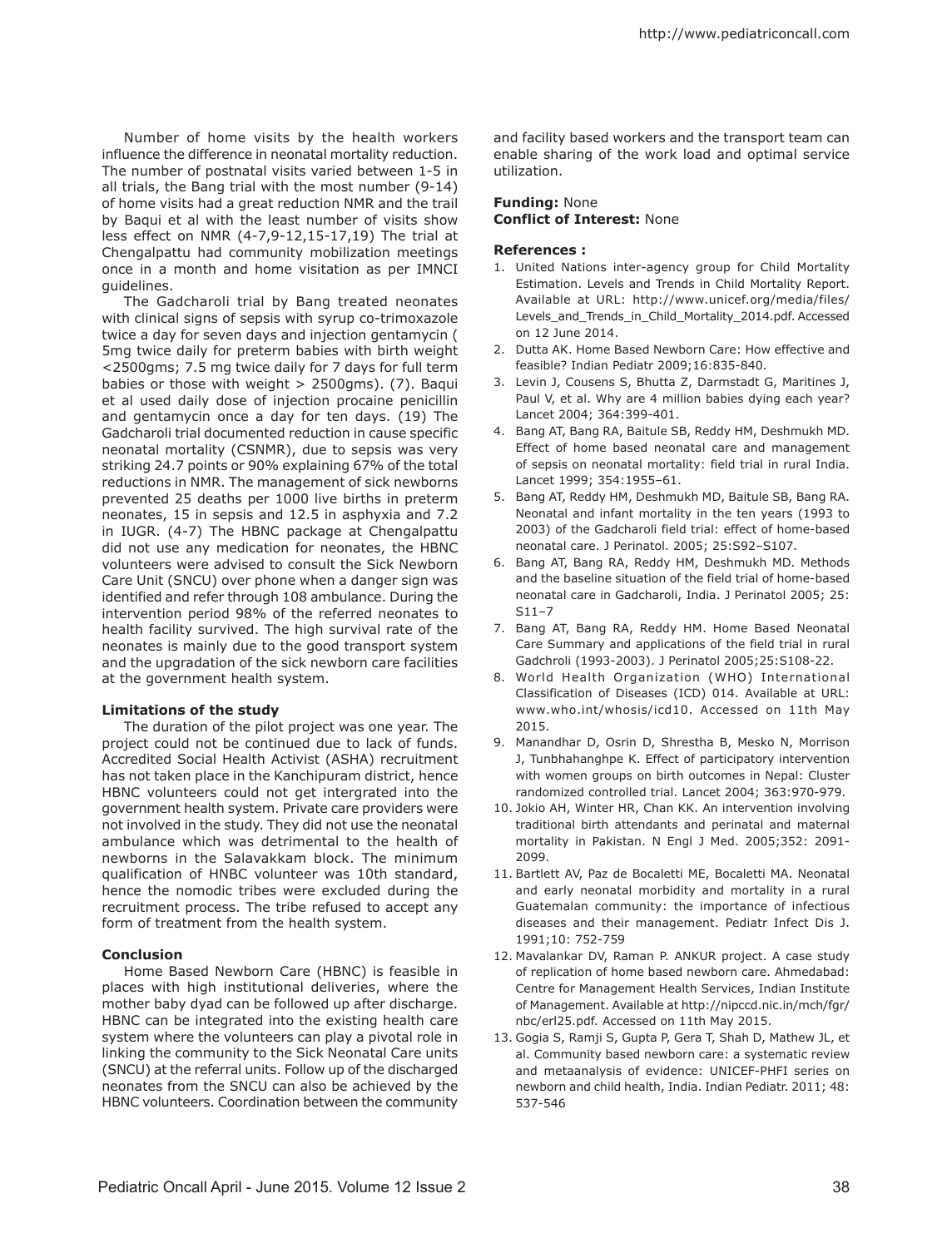Number of home visits by the health workers influence the difference in neonatal mortality reduction. The number of postnatal visits varied between 1-5 in all trials, the Bang trial with the most number (9-14) of home visits had a great reduction NMR and the trail by Baqui et al with the least number of visits show less effect on NMR (4-7,9-12,15-17,19) The trial at Chengalpattu had community mobilization meetings once in a month and home visitation as per IMNCI guidelines.

The Gadcharoli trial by Bang treated neonates with clinical signs of sepsis with syrup co-trimoxazole twice a day for seven days and injection gentamycin ( 5mg twice daily for preterm babies with birth weight <2500gms; 7.5 mg twice daily for 7 days for full term babies or those with weight > 2500gms). (7). Baqui et al used daily dose of injection procaine penicillin and gentamycin once a day for ten days. (19) The Gadcharoli trial documented reduction in cause specific neonatal mortality (CSNMR), due to sepsis was very striking 24.7 points or 90% explaining 67% of the total reductions in NMR. The management of sick newborns prevented 25 deaths per 1000 live births in preterm neonates, 15 in sepsis and 12.5 in asphyxia and 7.2 in IUGR. (4-7) The HBNC package at Chengalpattu did not use any medication for neonates, the HBNC volunteers were advised to consult the Sick Newborn Care Unit (SNCU) over phone when a danger sign was identified and refer through 108 ambulance. During the intervention period 98% of the referred neonates to health facility survived. The high survival rate of the neonates is mainly due to the good transport system and the upgradation of the sick newborn care facilities at the government health system.

**Limitations of the study**

The duration of the pilot project was one year. The project could not be continued due to lack of funds. Accredited Social Health Activist (ASHA) recruitment has not taken place in the Kanchipuram district, hence HBNC volunteers could not get intergrated into the government health system. Private care providers were not involved in the study. They did not use the neonatal ambulance which was detrimental to the health of newborns in the Salavakkam block. The minimum qualification of HNBC volunteer was 10th standard, hence the nomodic tribes were excluded during the recruitment process. The tribe refused to accept any form of treatment from the health system.

**Conclusion**

Home Based Newborn Care (HBNC) is feasible in places with high institutional deliveries, where the mother baby dyad can be followed up after discharge. HBNC can be integrated into the existing health care system where the volunteers can play a pivotal role in linking the community to the Sick Neonatal Care units (SNCU) at the referral units. Follow up of the discharged neonates from the SNCU can also be achieved by the HBNC volunteers. Coordination between the community and facility based workers and the transport team can enable sharing of the work load and optimal service utilization.

**Funding:** None
**Conflict of Interest:** None

**References :**

1. United Nations inter-agency group for Child Mortality Estimation. Levels and Trends in Child Mortality Report. Available at URL: http://www.unicef.org/media/files/Levels_and_Trends_in_Child_Mortality_2014.pdf. Accessed on 12 June 2014.
2. Dutta AK. Home Based Newborn Care: How effective and feasible? Indian Pediatr 2009;16:835-840.
3. Levin J, Cousens S, Bhutta Z, Darmstadt G, Maritines J, Paul V, et al. Why are 4 million babies dying each year? Lancet 2004; 364:399-401.
4. Bang AT, Bang RA, Baitule SB, Reddy HM, Deshmukh MD. Effect of home based neonatal care and management of sepsis on neonatal mortality: field trial in rural India. Lancet 1999; 354:1955–61.
5. Bang AT, Reddy HM, Deshmukh MD, Baitule SB, Bang RA. Neonatal and infant mortality in the ten years (1993 to 2003) of the Gadchiroli field trial: effect of home-based neonatal care. J Perinatol. 2005; 25:S92–S107.
6. Bang AT, Bang RA, Reddy HM, Deshmukh MD. Methods and the baseline situation of the field trial of home-based neonatal care in Gadcharoli, India. J Perinatol 2005; 25: S11–7
7. Bang AT, Bang RA, Reddy HM. Home Based Neonatal Care Summary and applications of the field trial in rural Gadchroli (1993-2003). J Perinatol 2005;25:S108-22.
8. World Health Organization (WHO) International Classification of Diseases (ICD) 014. Available at URL: www.who.int/whosis/icd10. Accessed on 11th May 2015.
9. Manandhar D, Osrin D, Shrestha B, Mesko N, Morrison J, Tunbhahanghpe K. Effect of participatory intervention with women groups on birth outcomes in Nepal: Cluster randomized controlled trial. Lancet 2004; 363:970-979.
10. Jokio AH, Winter HR, Chan KK. An intervention involving traditional birth attendants and perinatal and maternal mortality in Pakistan. N Engl J Med. 2005;352: 2091-2099.
11. Bartlett AV, Paz de Bocaletti ME, Bocaletti MA. Neonatal and early neonatal morbidity and mortality in a rural Guatemalan community: the importance of infectious diseases and their management. Pediatr Infect Dis J. 1991;10: 752-759
12. Mavalankar DV, Raman P. ANKUR project. A case study of replication of home based newborn care. Ahmedabad: Centre for Management Health Services, Indian Institute of Management. Available at http://nipccd.nic.in/mch/fgr/nbc/erl25.pdf. Accessed on 11th May 2015.
13. Gogia S, Ramji S, Gupta P, Gera T, Shah D, Mathew JL, et al. Community based newborn care: a systematic review and metaanalysis of evidence: UNICEF-PHFI series on newborn and child health, India. Indian Pediatr. 2011; 48: 537-546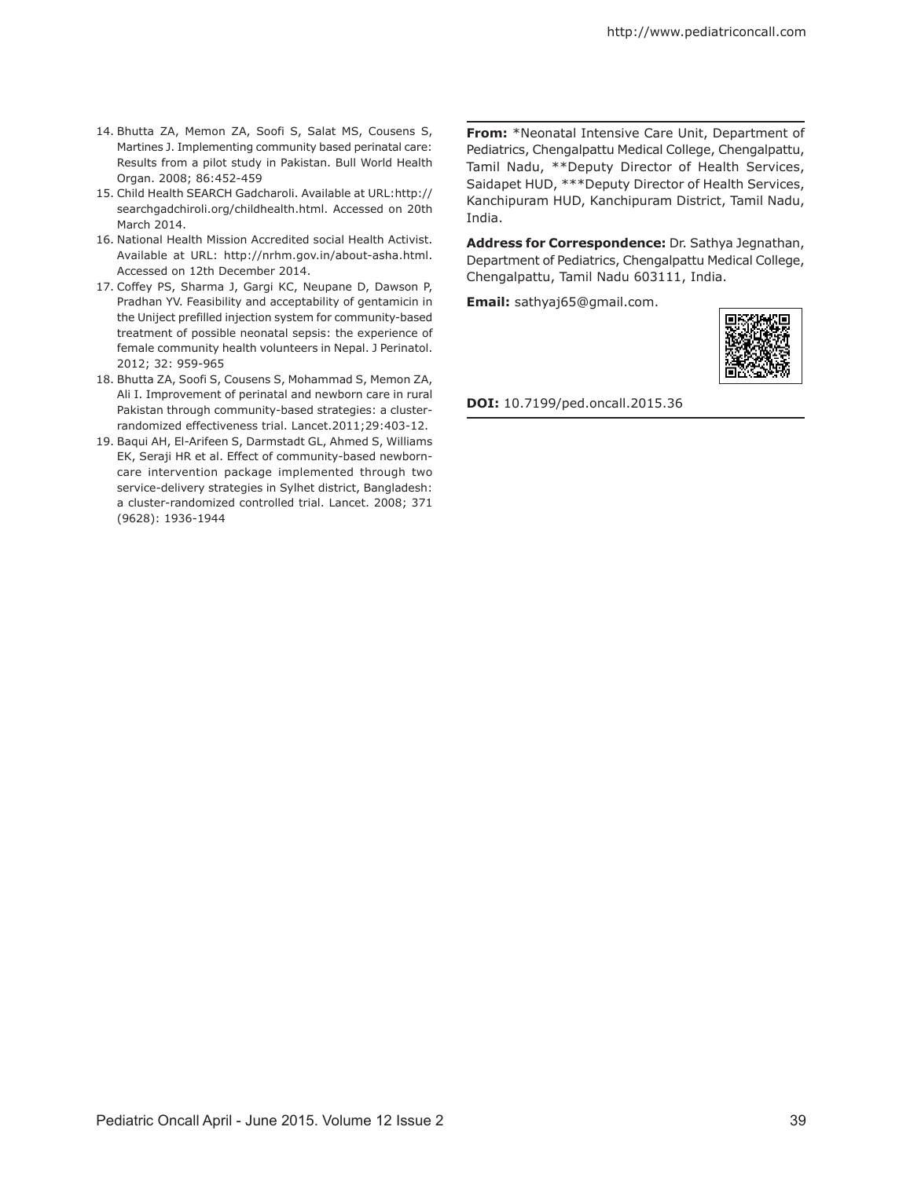14. Bhutta ZA, Memon ZA, Soofi S, Salat MS, Cousens S, Martines J. Implementing community based perinatal care: Results from a pilot study in Pakistan. Bull World Health Organ. 2008; 86:452-459
15. Child Health SEARCH Gadcharoli. Available at URL:http://searchgadchiroli.org/childhealth.html. Accessed on 20th March 2014.
16. National Health Mission Accredited social Health Activist. Available at URL: http://nrhm.gov.in/about-asha.html. Accessed on 12th December 2014.
17. Coffey PS, Sharma J, Gargi KC, Neupane D, Dawson P, Pradhan YV. Feasibility and acceptability of gentamicin in the Uniject prefilled injection system for community-based treatment of possible neonatal sepsis: the experience of female community health volunteers in Nepal. J Perinatol. 2012; 32: 959-965
18. Bhutta ZA, Soofi S, Cousens S, Mohammad S, Memon ZA, Ali I. Improvement of perinatal and newborn care in rural Pakistan through community-based strategies: a cluster-randomized effectiveness trial. Lancet.2011;29:403-12.
19. Baqui AH, El-Arifeen S, Darmstadt GL, Ahmed S, Williams EK, Seraji HR et al. Effect of community-based newborn-care intervention package implemented through two service-delivery strategies in Sylhet district, Bangladesh: a cluster-randomized controlled trial. Lancet. 2008; 371 (9628): 1936-1944

---

**From:** *Neonatal Intensive Care Unit, Department of Pediatrics, Chengalpattu Medical College, Chengalpattu, Tamil Nadu, **Deputy Director of Health Services, Saidapet HUD, ***Deputy Director of Health Services, Kanchipuram HUD, Kanchipuram District, Tamil Nadu, India.

**Address for Correspondence:** Dr. Sathya Jegnathan, Department of Pediatrics, Chengalpattu Medical College, Chengalpattu, Tamil Nadu 603111, India.

**Email:** sathyaj65@gmail.com.

**DOI:** 10.7199/ped.oncall.2015.36

---